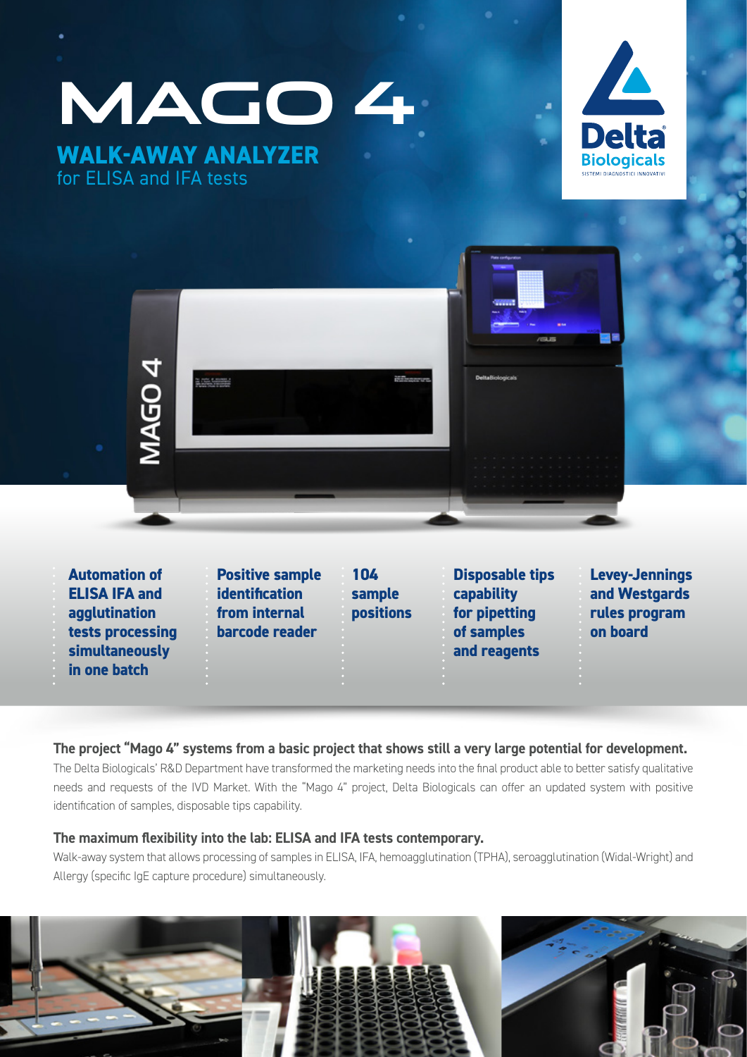# MAGO 4

## WALK-AWAY ANALYZER

for ELISA and IFA tests

**Delta Biologicals**
SISTEMI DIAGNOSTICI INNOVATIVI

- **Automation of ELISA IFA and agglutination tests processing simultaneously in one batch**
- **Positive sample identification from internal barcode reader**
- **104 sample positions**
- **Disposable tips capability for pipetting of samples and reagents**
- **Levey-Jennings and Westgards rules program on board**

### The project "Mago 4" systems from a basic project that shows still a very large potential for development.

The Delta Biologicals' R&D Department have transformed the marketing needs into the final product able to better satisfy qualitative needs and requests of the IVD Market. With the "Mago 4" project, Delta Biologicals can offer an updated system with positive identification of samples, disposable tips capability.

### The maximum flexibility into the lab: ELISA and IFA tests contemporary.

Walk-away system that allows processing of samples in ELISA, IFA, hemoagglutination (TPHA), seroagglutination (Widal-Wright) and Allergy (specific IgE capture procedure) simultaneously.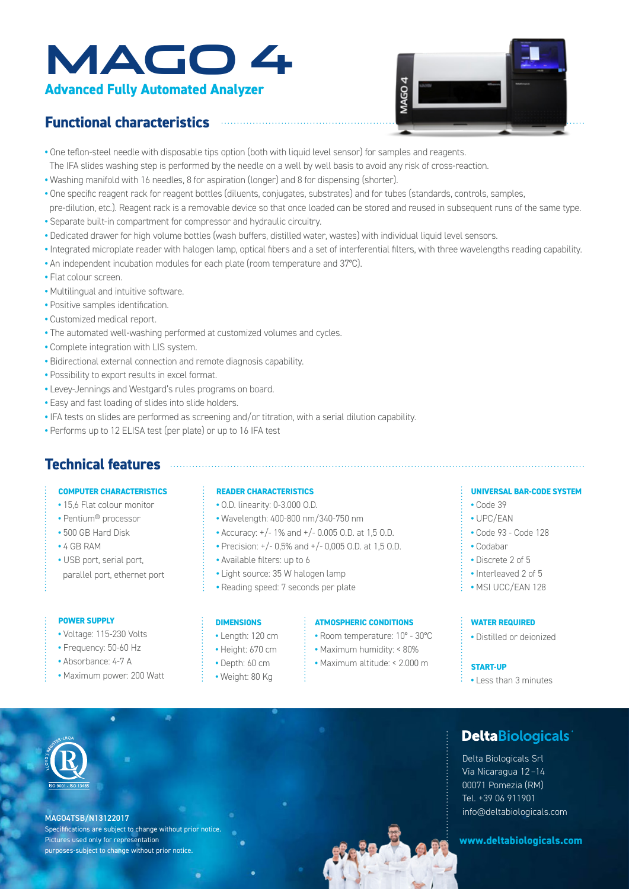# MAGO 4

**Advanced Fully Automated Analyzer**

## Functional characteristics

- One teflon-steel needle with disposable tips option (both with liquid level sensor) for samples and reagents. The IFA slides washing step is performed by the needle on a well by well basis to avoid any risk of cross-reaction.
- Washing manifold with 16 needles, 8 for aspiration (longer) and 8 for dispensing (shorter).
- One specific reagent rack for reagent bottles (diluents, conjugates, substrates) and for tubes (standards, controls, samples, pre-dilution, etc.). Reagent rack is a removable device so that once loaded can be stored and reused in subsequent runs of the same type.
- Separate built-in compartment for compressor and hydraulic circuitry.
- Dedicated drawer for high volume bottles (wash buffers, distilled water, wastes) with individual liquid level sensors.
- Integrated microplate reader with halogen lamp, optical fibers and a set of interferential filters, with three wavelengths reading capability.
- An independent incubation modules for each plate (room temperature and 37°C).
- Flat colour screen.
- Multilingual and intuitive software.
- Positive samples identification.
- Customized medical report.
- The automated well-washing performed at customized volumes and cycles.
- Complete integration with LIS system.
- Bidirectional external connection and remote diagnosis capability.
- Possibility to export results in excel format.
- Levey-Jennings and Westgard's rules programs on board.
- Easy and fast loading of slides into slide holders.
- IFA tests on slides are performed as screening and/or titration, with a serial dilution capability.
- Performs up to 12 ELISA test (per plate) or up to 16 IFA test

## Technical features

### COMPUTER CHARACTERISTICS

- 15,6 Flat colour monitor
- Pentium® processor
- 500 GB Hard Disk
- 4 GB RAM
- USB port, serial port, parallel port, ethernet port

### READER CHARACTERISTICS

- O.D. linearity: 0-3.000 O.D.
- Wavelength: 400-800 nm/340-750 nm
- Accuracy: +/- 1% and +/- 0.005 O.D. at 1,5 O.D.
- Precision: +/- 0,5% and +/- 0,005 O.D. at 1,5 O.D.
- Available filters: up to 6
- Light source: 35 W halogen lamp
- Reading speed: 7 seconds per plate

### UNIVERSAL BAR-CODE SYSTEM

- Code 39
- UPC/EAN
- Code 93 - Code 128
- Codabar
- Discrete 2 of 5
- Interleaved 2 of 5
- MSI UCC/EAN 128

### POWER SUPPLY

- Voltage: 115-230 Volts
- Frequency: 50-60 Hz
- Absorbance: 4-7 A
- Maximum power: 200 Watt

### DIMENSIONS

- Length: 120 cm
- Height: 670 cm
- Depth: 60 cm
- Weight: 80 Kg

### ATMOSPHERIC CONDITIONS

- Room temperature: 10° - 30°C
- Maximum humidity: < 80%
- Maximum altitude: < 2.000 m

### WATER REQUIRED

- Distilled or deionized

### START-UP

- Less than 3 minutes

ISO 9001 - ISO 13485

MAGO4TSB/N13122017

Specifications are subject to change without prior notice.
Pictures used only for representation purposes-subject to change without prior notice.

**DeltaBiologicals**

Delta Biologicals Srl
Via Nicaragua 12–14
00071 Pomezia (RM)
Tel. +39 06 911901
info@deltabiologicals.com

**www.deltabiologicals.com**